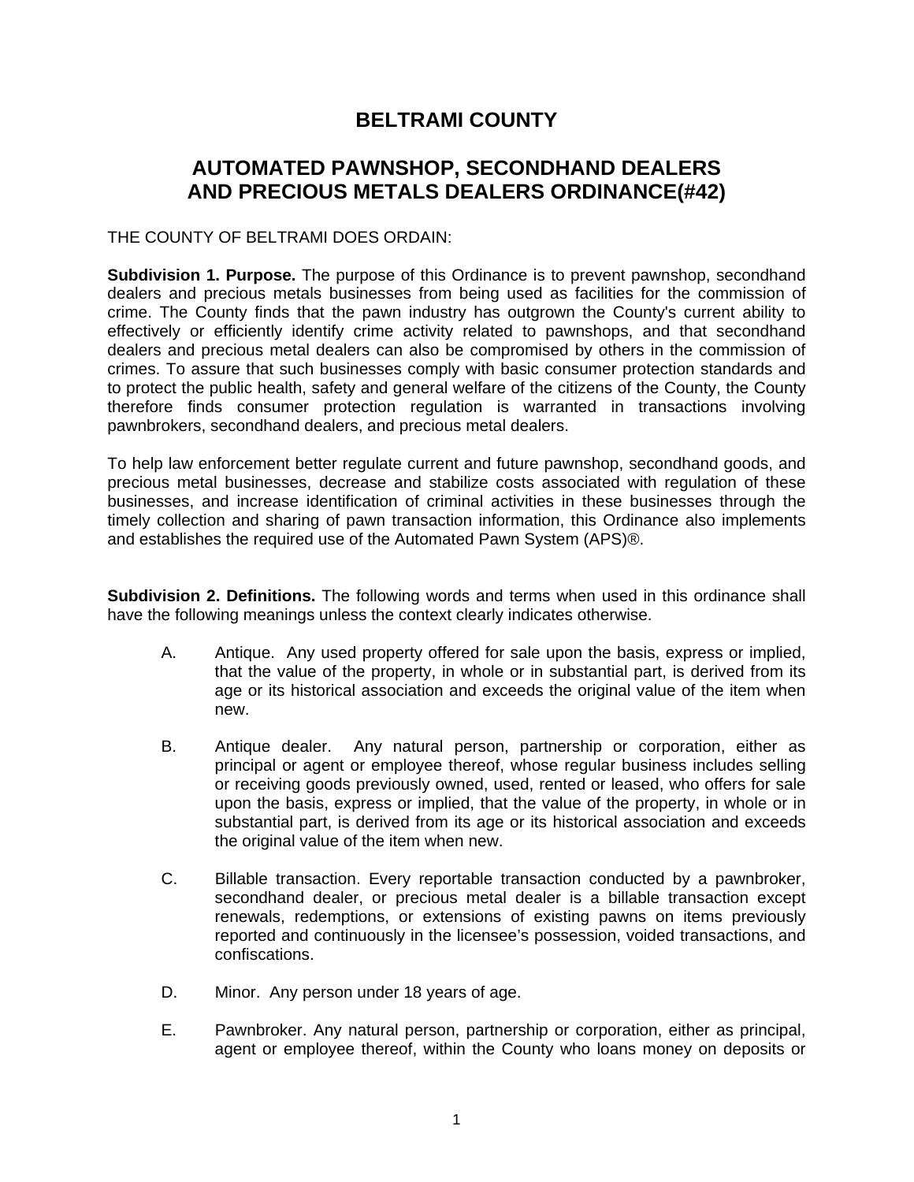# BELTRAMI COUNTY

## AUTOMATED PAWNSHOP, SECONDHAND DEALERS AND PRECIOUS METALS DEALERS ORDINANCE(#42)

THE COUNTY OF BELTRAMI DOES ORDAIN:

**Subdivision 1. Purpose.** The purpose of this Ordinance is to prevent pawnshop, secondhand dealers and precious metals businesses from being used as facilities for the commission of crime. The County finds that the pawn industry has outgrown the County's current ability to effectively or efficiently identify crime activity related to pawnshops, and that secondhand dealers and precious metal dealers can also be compromised by others in the commission of crimes. To assure that such businesses comply with basic consumer protection standards and to protect the public health, safety and general welfare of the citizens of the County, the County therefore finds consumer protection regulation is warranted in transactions involving pawnbrokers, secondhand dealers, and precious metal dealers.

To help law enforcement better regulate current and future pawnshop, secondhand goods, and precious metal businesses, decrease and stabilize costs associated with regulation of these businesses, and increase identification of criminal activities in these businesses through the timely collection and sharing of pawn transaction information, this Ordinance also implements and establishes the required use of the Automated Pawn System (APS)®.

**Subdivision 2. Definitions.** The following words and terms when used in this ordinance shall have the following meanings unless the context clearly indicates otherwise.

A. Antique. Any used property offered for sale upon the basis, express or implied, that the value of the property, in whole or in substantial part, is derived from its age or its historical association and exceeds the original value of the item when new.

B. Antique dealer. Any natural person, partnership or corporation, either as principal or agent or employee thereof, whose regular business includes selling or receiving goods previously owned, used, rented or leased, who offers for sale upon the basis, express or implied, that the value of the property, in whole or in substantial part, is derived from its age or its historical association and exceeds the original value of the item when new.

C. Billable transaction. Every reportable transaction conducted by a pawnbroker, secondhand dealer, or precious metal dealer is a billable transaction except renewals, redemptions, or extensions of existing pawns on items previously reported and continuously in the licensee's possession, voided transactions, and confiscations.

D. Minor. Any person under 18 years of age.

E. Pawnbroker. Any natural person, partnership or corporation, either as principal, agent or employee thereof, within the County who loans money on deposits or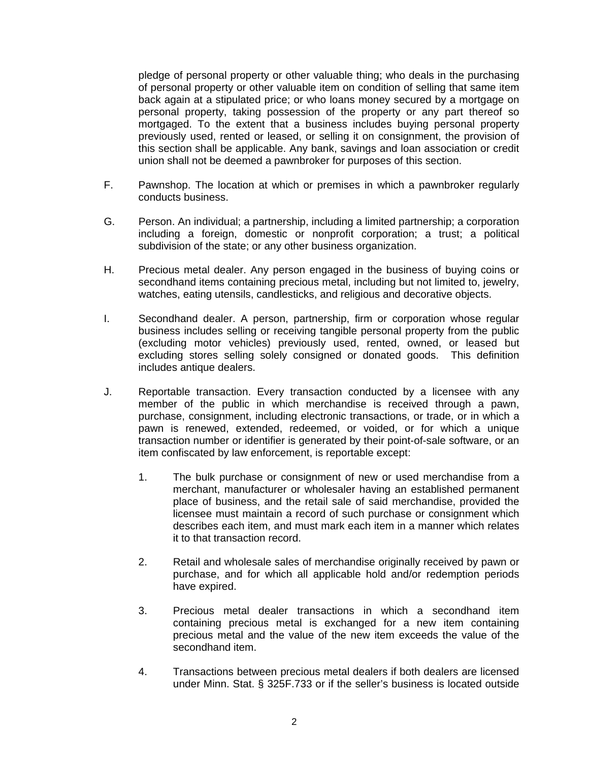pledge of personal property or other valuable thing; who deals in the purchasing of personal property or other valuable item on condition of selling that same item back again at a stipulated price; or who loans money secured by a mortgage on personal property, taking possession of the property or any part thereof so mortgaged. To the extent that a business includes buying personal property previously used, rented or leased, or selling it on consignment, the provision of this section shall be applicable. Any bank, savings and loan association or credit union shall not be deemed a pawnbroker for purposes of this section.

F. Pawnshop. The location at which or premises in which a pawnbroker regularly conducts business.

G. Person. An individual; a partnership, including a limited partnership; a corporation including a foreign, domestic or nonprofit corporation; a trust; a political subdivision of the state; or any other business organization.

H. Precious metal dealer. Any person engaged in the business of buying coins or secondhand items containing precious metal, including but not limited to, jewelry, watches, eating utensils, candlesticks, and religious and decorative objects.

I. Secondhand dealer. A person, partnership, firm or corporation whose regular business includes selling or receiving tangible personal property from the public (excluding motor vehicles) previously used, rented, owned, or leased but excluding stores selling solely consigned or donated goods. This definition includes antique dealers.

J. Reportable transaction. Every transaction conducted by a licensee with any member of the public in which merchandise is received through a pawn, purchase, consignment, including electronic transactions, or trade, or in which a pawn is renewed, extended, redeemed, or voided, or for which a unique transaction number or identifier is generated by their point-of-sale software, or an item confiscated by law enforcement, is reportable except:

1. The bulk purchase or consignment of new or used merchandise from a merchant, manufacturer or wholesaler having an established permanent place of business, and the retail sale of said merchandise, provided the licensee must maintain a record of such purchase or consignment which describes each item, and must mark each item in a manner which relates it to that transaction record.

2. Retail and wholesale sales of merchandise originally received by pawn or purchase, and for which all applicable hold and/or redemption periods have expired.

3. Precious metal dealer transactions in which a secondhand item containing precious metal is exchanged for a new item containing precious metal and the value of the new item exceeds the value of the secondhand item.

4. Transactions between precious metal dealers if both dealers are licensed under Minn. Stat. § 325F.733 or if the seller's business is located outside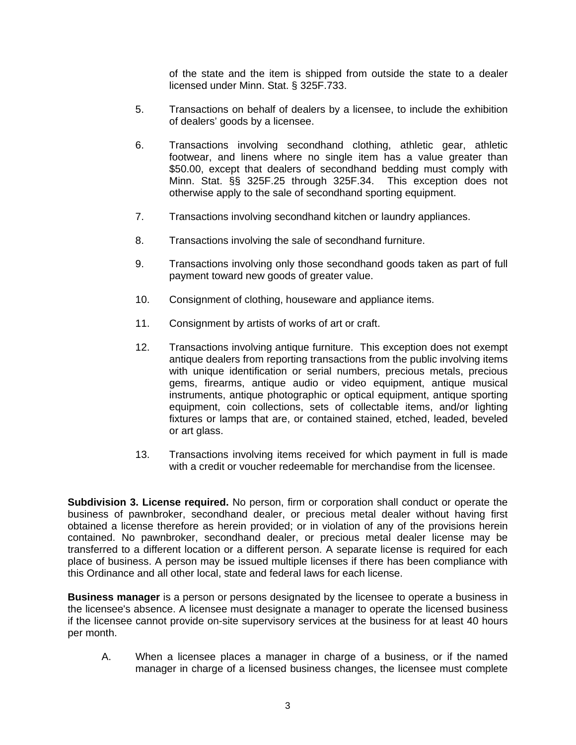of the state and the item is shipped from outside the state to a dealer licensed under Minn. Stat. § 325F.733.

5. Transactions on behalf of dealers by a licensee, to include the exhibition of dealers' goods by a licensee.

6. Transactions involving secondhand clothing, athletic gear, athletic footwear, and linens where no single item has a value greater than $50.00, except that dealers of secondhand bedding must comply with Minn. Stat. §§ 325F.25 through 325F.34. This exception does not otherwise apply to the sale of secondhand sporting equipment.

7. Transactions involving secondhand kitchen or laundry appliances.

8. Transactions involving the sale of secondhand furniture.

9. Transactions involving only those secondhand goods taken as part of full payment toward new goods of greater value.

10. Consignment of clothing, houseware and appliance items.

11. Consignment by artists of works of art or craft.

12. Transactions involving antique furniture. This exception does not exempt antique dealers from reporting transactions from the public involving items with unique identification or serial numbers, precious metals, precious gems, firearms, antique audio or video equipment, antique musical instruments, antique photographic or optical equipment, antique sporting equipment, coin collections, sets of collectable items, and/or lighting fixtures or lamps that are, or contained stained, etched, leaded, beveled or art glass.

13. Transactions involving items received for which payment in full is made with a credit or voucher redeemable for merchandise from the licensee.

**Subdivision 3. License required.** No person, firm or corporation shall conduct or operate the business of pawnbroker, secondhand dealer, or precious metal dealer without having first obtained a license therefore as herein provided; or in violation of any of the provisions herein contained. No pawnbroker, secondhand dealer, or precious metal dealer license may be transferred to a different location or a different person. A separate license is required for each place of business. A person may be issued multiple licenses if there has been compliance with this Ordinance and all other local, state and federal laws for each license.

**Business manager** is a person or persons designated by the licensee to operate a business in the licensee's absence. A licensee must designate a manager to operate the licensed business if the licensee cannot provide on-site supervisory services at the business for at least 40 hours per month.

A. When a licensee places a manager in charge of a business, or if the named manager in charge of a licensed business changes, the licensee must complete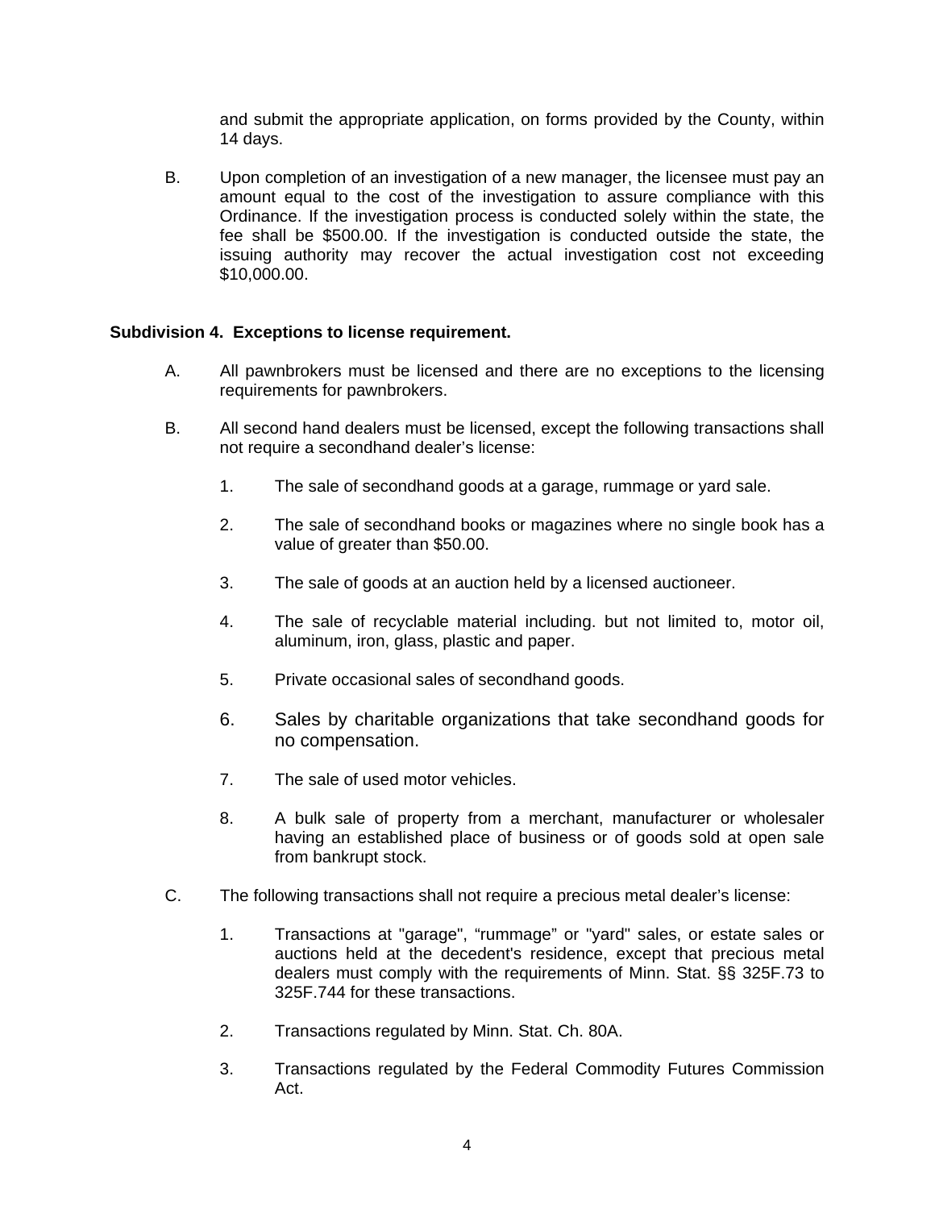and submit the appropriate application, on forms provided by the County, within 14 days.

B. Upon completion of an investigation of a new manager, the licensee must pay an amount equal to the cost of the investigation to assure compliance with this Ordinance. If the investigation process is conducted solely within the state, the fee shall be $500.00. If the investigation is conducted outside the state, the issuing authority may recover the actual investigation cost not exceeding $10,000.00.

**Subdivision 4. Exceptions to license requirement.**

A. All pawnbrokers must be licensed and there are no exceptions to the licensing requirements for pawnbrokers.

B. All second hand dealers must be licensed, except the following transactions shall not require a secondhand dealer's license:

1. The sale of secondhand goods at a garage, rummage or yard sale.

2. The sale of secondhand books or magazines where no single book has a value of greater than $50.00.

3. The sale of goods at an auction held by a licensed auctioneer.

4. The sale of recyclable material including. but not limited to, motor oil, aluminum, iron, glass, plastic and paper.

5. Private occasional sales of secondhand goods.

6. Sales by charitable organizations that take secondhand goods for no compensation.

7. The sale of used motor vehicles.

8. A bulk sale of property from a merchant, manufacturer or wholesaler having an established place of business or of goods sold at open sale from bankrupt stock.

C. The following transactions shall not require a precious metal dealer's license:

1. Transactions at "garage", "rummage" or "yard" sales, or estate sales or auctions held at the decedent's residence, except that precious metal dealers must comply with the requirements of Minn. Stat. §§ 325F.73 to 325F.744 for these transactions.

2. Transactions regulated by Minn. Stat. Ch. 80A.

3. Transactions regulated by the Federal Commodity Futures Commission Act.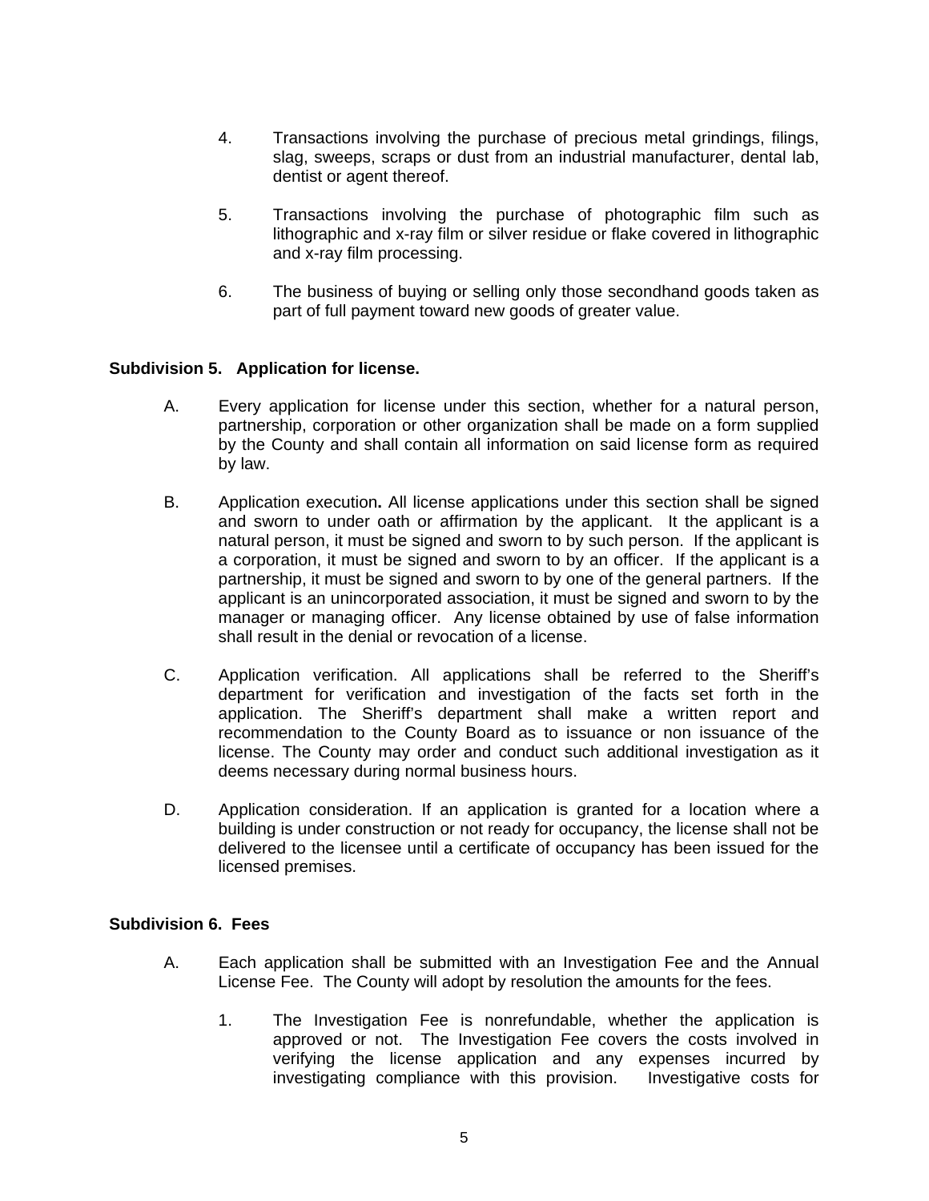4. Transactions involving the purchase of precious metal grindings, filings, slag, sweeps, scraps or dust from an industrial manufacturer, dental lab, dentist or agent thereof.

5. Transactions involving the purchase of photographic film such as lithographic and x-ray film or silver residue or flake covered in lithographic and x-ray film processing.

6. The business of buying or selling only those secondhand goods taken as part of full payment toward new goods of greater value.

**Subdivision 5. Application for license.**

A. Every application for license under this section, whether for a natural person, partnership, corporation or other organization shall be made on a form supplied by the County and shall contain all information on said license form as required by law.

B. Application execution**.** All license applications under this section shall be signed and sworn to under oath or affirmation by the applicant. It the applicant is a natural person, it must be signed and sworn to by such person. If the applicant is a corporation, it must be signed and sworn to by an officer. If the applicant is a partnership, it must be signed and sworn to by one of the general partners. If the applicant is an unincorporated association, it must be signed and sworn to by the manager or managing officer. Any license obtained by use of false information shall result in the denial or revocation of a license.

C. Application verification. All applications shall be referred to the Sheriff's department for verification and investigation of the facts set forth in the application. The Sheriff's department shall make a written report and recommendation to the County Board as to issuance or non issuance of the license. The County may order and conduct such additional investigation as it deems necessary during normal business hours.

D. Application consideration. If an application is granted for a location where a building is under construction or not ready for occupancy, the license shall not be delivered to the licensee until a certificate of occupancy has been issued for the licensed premises.

**Subdivision 6. Fees**

A. Each application shall be submitted with an Investigation Fee and the Annual License Fee. The County will adopt by resolution the amounts for the fees.

1. The Investigation Fee is nonrefundable, whether the application is approved or not. The Investigation Fee covers the costs involved in verifying the license application and any expenses incurred by investigating compliance with this provision. Investigative costs for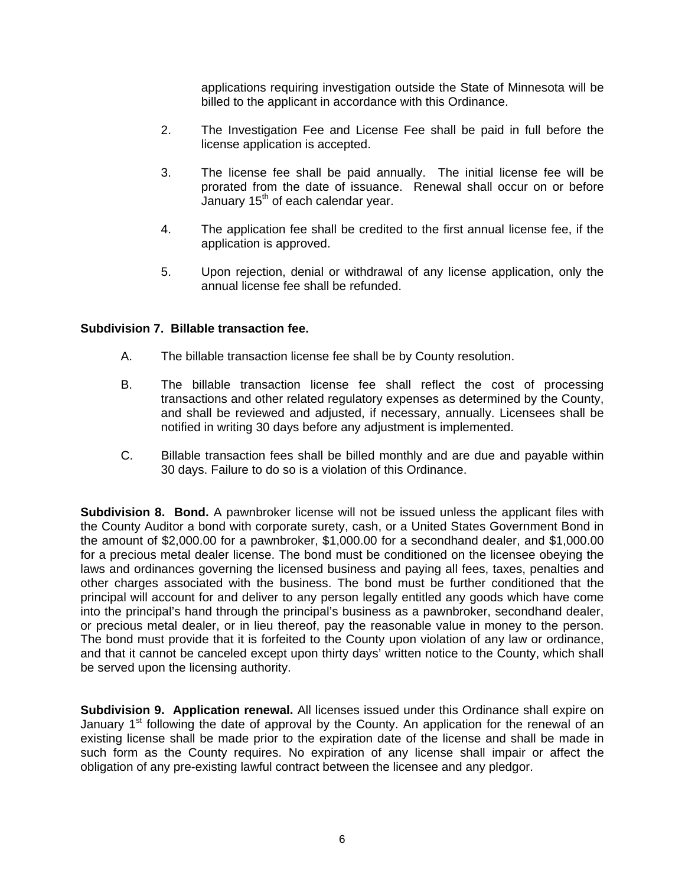applications requiring investigation outside the State of Minnesota will be billed to the applicant in accordance with this Ordinance.

2. The Investigation Fee and License Fee shall be paid in full before the license application is accepted.

3. The license fee shall be paid annually. The initial license fee will be prorated from the date of issuance. Renewal shall occur on or before January 15th of each calendar year.

4. The application fee shall be credited to the first annual license fee, if the application is approved.

5. Upon rejection, denial or withdrawal of any license application, only the annual license fee shall be refunded.

**Subdivision 7. Billable transaction fee.**

A. The billable transaction license fee shall be by County resolution.

B. The billable transaction license fee shall reflect the cost of processing transactions and other related regulatory expenses as determined by the County, and shall be reviewed and adjusted, if necessary, annually. Licensees shall be notified in writing 30 days before any adjustment is implemented.

C. Billable transaction fees shall be billed monthly and are due and payable within 30 days. Failure to do so is a violation of this Ordinance.

**Subdivision 8. Bond.** A pawnbroker license will not be issued unless the applicant files with the County Auditor a bond with corporate surety, cash, or a United States Government Bond in the amount of $2,000.00 for a pawnbroker, $1,000.00 for a secondhand dealer, and $1,000.00 for a precious metal dealer license. The bond must be conditioned on the licensee obeying the laws and ordinances governing the licensed business and paying all fees, taxes, penalties and other charges associated with the business. The bond must be further conditioned that the principal will account for and deliver to any person legally entitled any goods which have come into the principal's hand through the principal's business as a pawnbroker, secondhand dealer, or precious metal dealer, or in lieu thereof, pay the reasonable value in money to the person. The bond must provide that it is forfeited to the County upon violation of any law or ordinance, and that it cannot be canceled except upon thirty days' written notice to the County, which shall be served upon the licensing authority.

**Subdivision 9. Application renewal.** All licenses issued under this Ordinance shall expire on January 1st following the date of approval by the County. An application for the renewal of an existing license shall be made prior to the expiration date of the license and shall be made in such form as the County requires. No expiration of any license shall impair or affect the obligation of any pre-existing lawful contract between the licensee and any pledgor.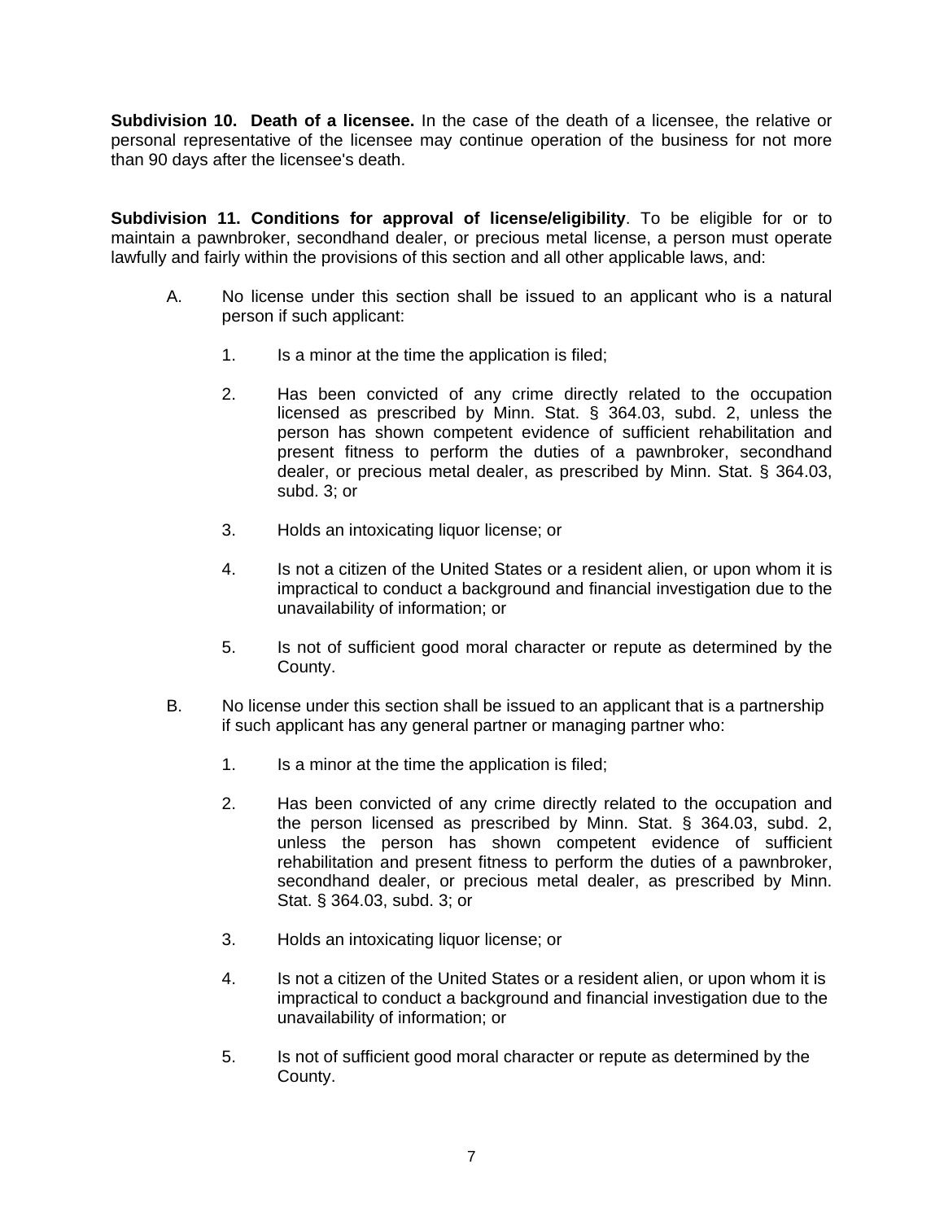**Subdivision 10. Death of a licensee.** In the case of the death of a licensee, the relative or personal representative of the licensee may continue operation of the business for not more than 90 days after the licensee's death.

**Subdivision 11. Conditions for approval of license/eligibility**. To be eligible for or to maintain a pawnbroker, secondhand dealer, or precious metal license, a person must operate lawfully and fairly within the provisions of this section and all other applicable laws, and:

A. No license under this section shall be issued to an applicant who is a natural person if such applicant:

   1. Is a minor at the time the application is filed;

   2. Has been convicted of any crime directly related to the occupation licensed as prescribed by Minn. Stat. § 364.03, subd. 2, unless the person has shown competent evidence of sufficient rehabilitation and present fitness to perform the duties of a pawnbroker, secondhand dealer, or precious metal dealer, as prescribed by Minn. Stat. § 364.03, subd. 3; or

   3. Holds an intoxicating liquor license; or

   4. Is not a citizen of the United States or a resident alien, or upon whom it is impractical to conduct a background and financial investigation due to the unavailability of information; or

   5. Is not of sufficient good moral character or repute as determined by the County.

B. No license under this section shall be issued to an applicant that is a partnership if such applicant has any general partner or managing partner who:

   1. Is a minor at the time the application is filed;

   2. Has been convicted of any crime directly related to the occupation and the person licensed as prescribed by Minn. Stat. § 364.03, subd. 2, unless the person has shown competent evidence of sufficient rehabilitation and present fitness to perform the duties of a pawnbroker, secondhand dealer, or precious metal dealer, as prescribed by Minn. Stat. § 364.03, subd. 3; or

   3. Holds an intoxicating liquor license; or

   4. Is not a citizen of the United States or a resident alien, or upon whom it is impractical to conduct a background and financial investigation due to the unavailability of information; or

   5. Is not of sufficient good moral character or repute as determined by the County.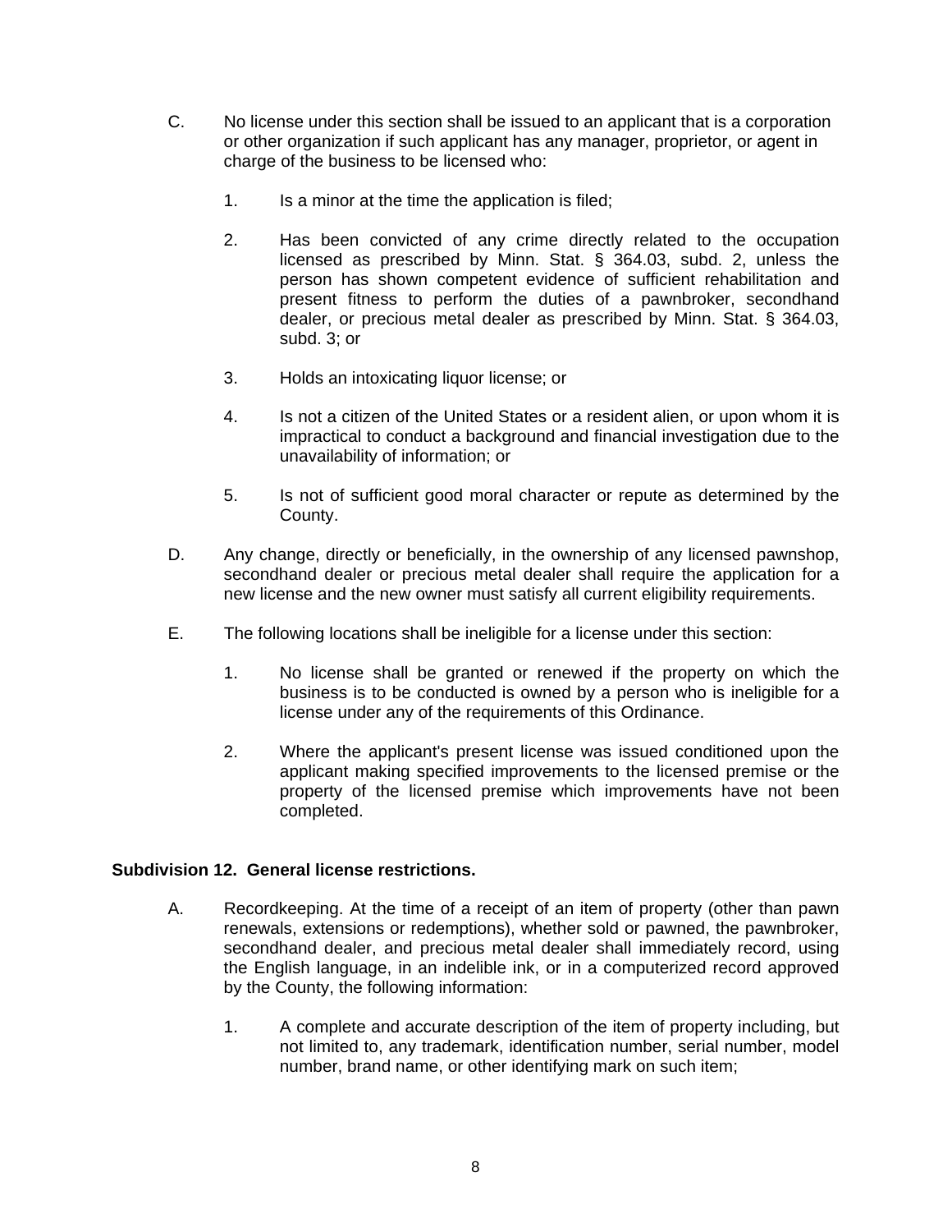C. No license under this section shall be issued to an applicant that is a corporation or other organization if such applicant has any manager, proprietor, or agent in charge of the business to be licensed who:

   1. Is a minor at the time the application is filed;

   2. Has been convicted of any crime directly related to the occupation licensed as prescribed by Minn. Stat. § 364.03, subd. 2, unless the person has shown competent evidence of sufficient rehabilitation and present fitness to perform the duties of a pawnbroker, secondhand dealer, or precious metal dealer as prescribed by Minn. Stat. § 364.03, subd. 3; or

   3. Holds an intoxicating liquor license; or

   4. Is not a citizen of the United States or a resident alien, or upon whom it is impractical to conduct a background and financial investigation due to the unavailability of information; or

   5. Is not of sufficient good moral character or repute as determined by the County.

D. Any change, directly or beneficially, in the ownership of any licensed pawnshop, secondhand dealer or precious metal dealer shall require the application for a new license and the new owner must satisfy all current eligibility requirements.

E. The following locations shall be ineligible for a license under this section:

   1. No license shall be granted or renewed if the property on which the business is to be conducted is owned by a person who is ineligible for a license under any of the requirements of this Ordinance.

   2. Where the applicant's present license was issued conditioned upon the applicant making specified improvements to the licensed premise or the property of the licensed premise which improvements have not been completed.

**Subdivision 12. General license restrictions.**

A. Recordkeeping. At the time of a receipt of an item of property (other than pawn renewals, extensions or redemptions), whether sold or pawned, the pawnbroker, secondhand dealer, and precious metal dealer shall immediately record, using the English language, in an indelible ink, or in a computerized record approved by the County, the following information:

   1. A complete and accurate description of the item of property including, but not limited to, any trademark, identification number, serial number, model number, brand name, or other identifying mark on such item;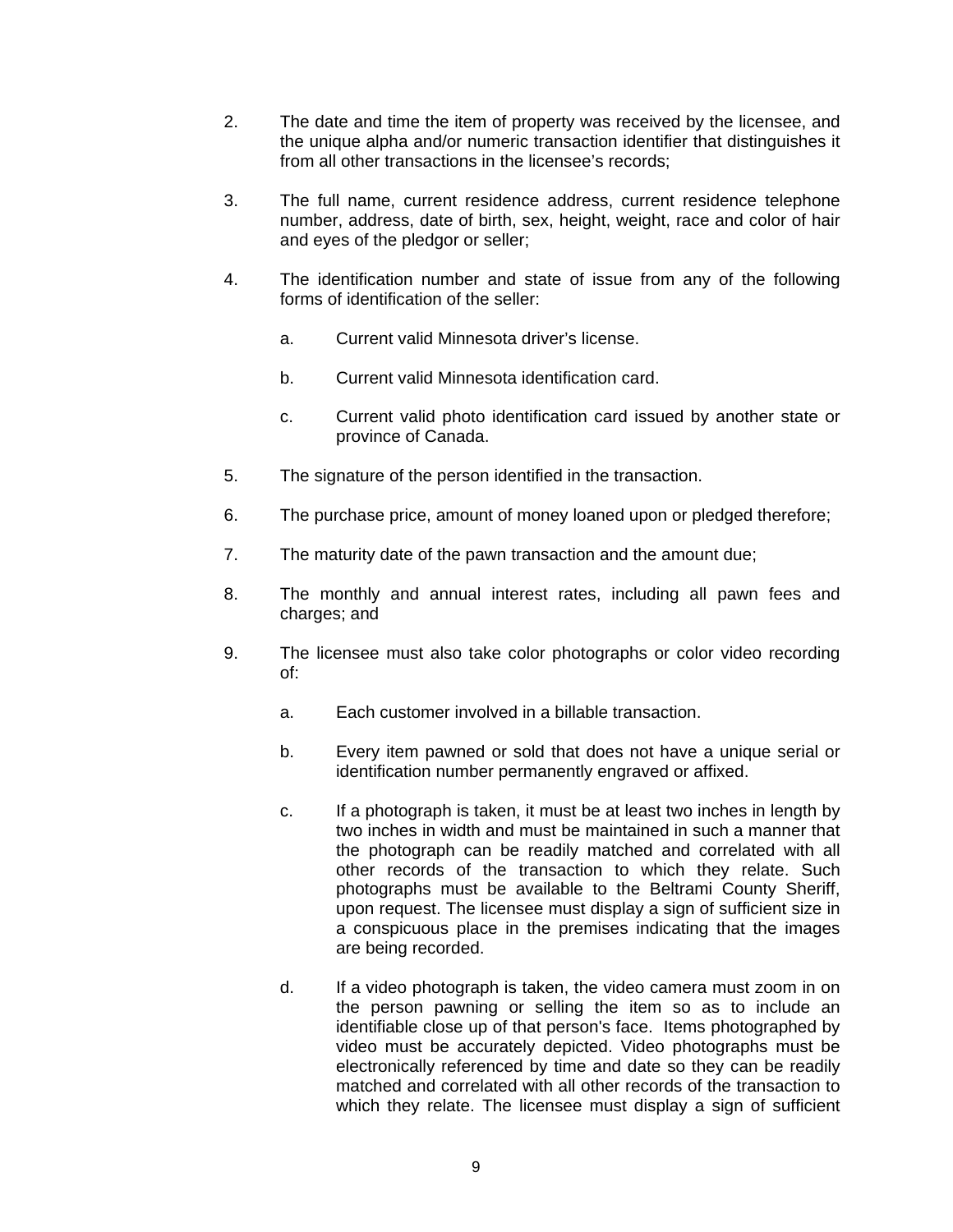2. The date and time the item of property was received by the licensee, and the unique alpha and/or numeric transaction identifier that distinguishes it from all other transactions in the licensee's records;

3. The full name, current residence address, current residence telephone number, address, date of birth, sex, height, weight, race and color of hair and eyes of the pledgor or seller;

4. The identification number and state of issue from any of the following forms of identification of the seller:

   a. Current valid Minnesota driver's license.

   b. Current valid Minnesota identification card.

   c. Current valid photo identification card issued by another state or province of Canada.

5. The signature of the person identified in the transaction.

6. The purchase price, amount of money loaned upon or pledged therefore;

7. The maturity date of the pawn transaction and the amount due;

8. The monthly and annual interest rates, including all pawn fees and charges; and

9. The licensee must also take color photographs or color video recording of:

   a. Each customer involved in a billable transaction.

   b. Every item pawned or sold that does not have a unique serial or identification number permanently engraved or affixed.

   c. If a photograph is taken, it must be at least two inches in length by two inches in width and must be maintained in such a manner that the photograph can be readily matched and correlated with all other records of the transaction to which they relate. Such photographs must be available to the Beltrami County Sheriff, upon request. The licensee must display a sign of sufficient size in a conspicuous place in the premises indicating that the images are being recorded.

   d. If a video photograph is taken, the video camera must zoom in on the person pawning or selling the item so as to include an identifiable close up of that person's face. Items photographed by video must be accurately depicted. Video photographs must be electronically referenced by time and date so they can be readily matched and correlated with all other records of the transaction to which they relate. The licensee must display a sign of sufficient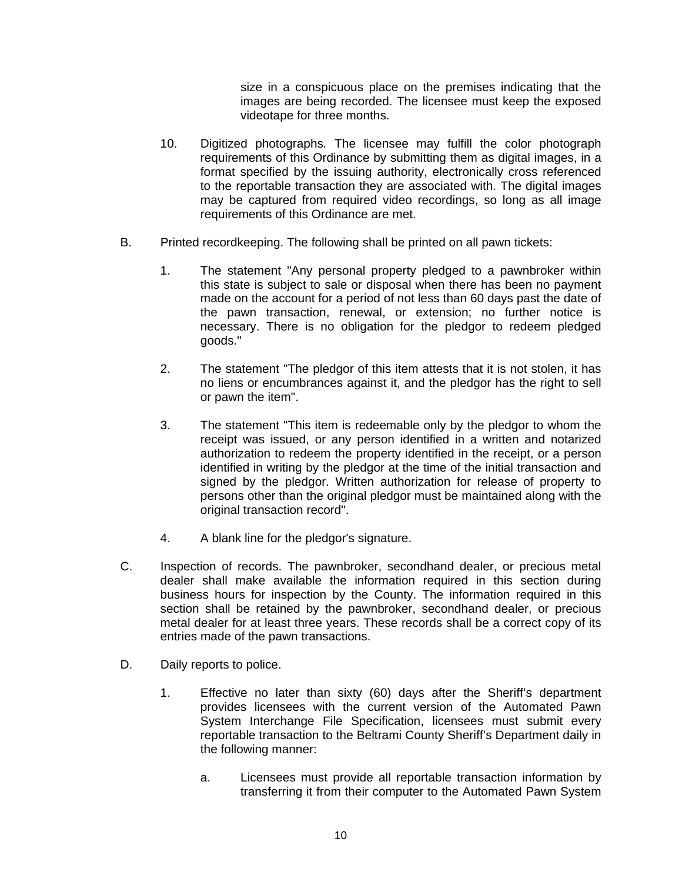size in a conspicuous place on the premises indicating that the images are being recorded. The licensee must keep the exposed videotape for three months.

10. Digitized photographs*.* The licensee may fulfill the color photograph requirements of this Ordinance by submitting them as digital images, in a format specified by the issuing authority, electronically cross referenced to the reportable transaction they are associated with. The digital images may be captured from required video recordings, so long as all image requirements of this Ordinance are met.

B. Printed recordkeeping. The following shall be printed on all pawn tickets:

1. The statement "Any personal property pledged to a pawnbroker within this state is subject to sale or disposal when there has been no payment made on the account for a period of not less than 60 days past the date of the pawn transaction, renewal, or extension; no further notice is necessary. There is no obligation for the pledgor to redeem pledged goods."

2. The statement "The pledgor of this item attests that it is not stolen, it has no liens or encumbrances against it, and the pledgor has the right to sell or pawn the item".

3. The statement "This item is redeemable only by the pledgor to whom the receipt was issued, or any person identified in a written and notarized authorization to redeem the property identified in the receipt, or a person identified in writing by the pledgor at the time of the initial transaction and signed by the pledgor. Written authorization for release of property to persons other than the original pledgor must be maintained along with the original transaction record".

4. A blank line for the pledgor's signature.

C. Inspection of records. The pawnbroker, secondhand dealer, or precious metal dealer shall make available the information required in this section during business hours for inspection by the County. The information required in this section shall be retained by the pawnbroker, secondhand dealer, or precious metal dealer for at least three years. These records shall be a correct copy of its entries made of the pawn transactions.

D. Daily reports to police.

1. Effective no later than sixty (60) days after the Sheriff's department provides licensees with the current version of the Automated Pawn System Interchange File Specification, licensees must submit every reportable transaction to the Beltrami County Sheriff's Department daily in the following manner:

   a. Licensees must provide all reportable transaction information by transferring it from their computer to the Automated Pawn System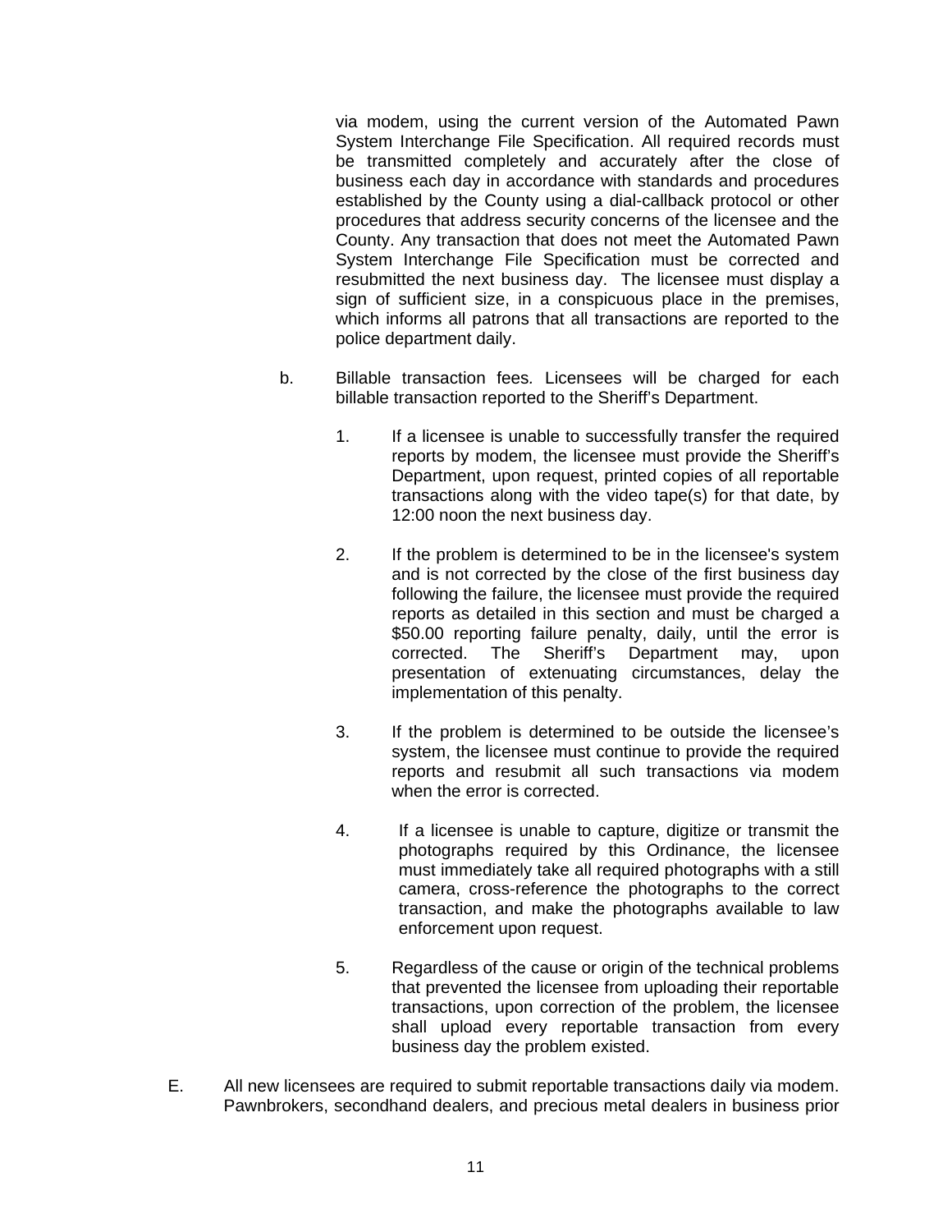via modem, using the current version of the Automated Pawn System Interchange File Specification. All required records must be transmitted completely and accurately after the close of business each day in accordance with standards and procedures established by the County using a dial-callback protocol or other procedures that address security concerns of the licensee and the County. Any transaction that does not meet the Automated Pawn System Interchange File Specification must be corrected and resubmitted the next business day. The licensee must display a sign of sufficient size, in a conspicuous place in the premises, which informs all patrons that all transactions are reported to the police department daily.

b. Billable transaction fees. Licensees will be charged for each billable transaction reported to the Sheriff's Department.

1. If a licensee is unable to successfully transfer the required reports by modem, the licensee must provide the Sheriff's Department, upon request, printed copies of all reportable transactions along with the video tape(s) for that date, by 12:00 noon the next business day.

2. If the problem is determined to be in the licensee's system and is not corrected by the close of the first business day following the failure, the licensee must provide the required reports as detailed in this section and must be charged a $50.00 reporting failure penalty, daily, until the error is corrected. The Sheriff's Department may, upon presentation of extenuating circumstances, delay the implementation of this penalty.

3. If the problem is determined to be outside the licensee's system, the licensee must continue to provide the required reports and resubmit all such transactions via modem when the error is corrected.

4. If a licensee is unable to capture, digitize or transmit the photographs required by this Ordinance, the licensee must immediately take all required photographs with a still camera, cross-reference the photographs to the correct transaction, and make the photographs available to law enforcement upon request.

5. Regardless of the cause or origin of the technical problems that prevented the licensee from uploading their reportable transactions, upon correction of the problem, the licensee shall upload every reportable transaction from every business day the problem existed.

E. All new licensees are required to submit reportable transactions daily via modem. Pawnbrokers, secondhand dealers, and precious metal dealers in business prior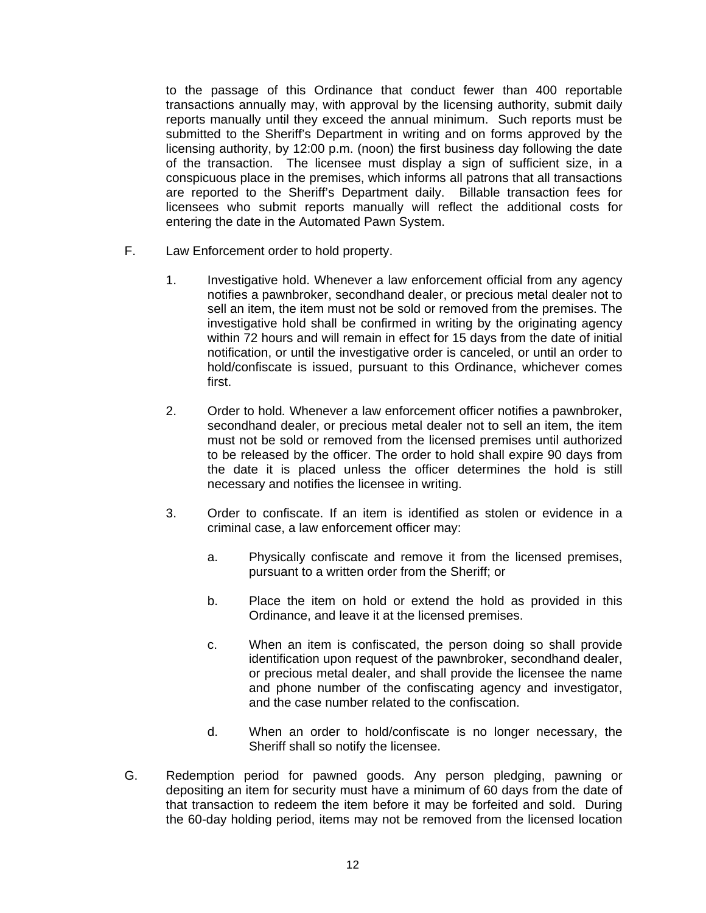to the passage of this Ordinance that conduct fewer than 400 reportable transactions annually may, with approval by the licensing authority, submit daily reports manually until they exceed the annual minimum. Such reports must be submitted to the Sheriff's Department in writing and on forms approved by the licensing authority, by 12:00 p.m. (noon) the first business day following the date of the transaction. The licensee must display a sign of sufficient size, in a conspicuous place in the premises, which informs all patrons that all transactions are reported to the Sheriff's Department daily. Billable transaction fees for licensees who submit reports manually will reflect the additional costs for entering the date in the Automated Pawn System.

F. Law Enforcement order to hold property.

1. Investigative hold. Whenever a law enforcement official from any agency notifies a pawnbroker, secondhand dealer, or precious metal dealer not to sell an item, the item must not be sold or removed from the premises. The investigative hold shall be confirmed in writing by the originating agency within 72 hours and will remain in effect for 15 days from the date of initial notification, or until the investigative order is canceled, or until an order to hold/confiscate is issued, pursuant to this Ordinance, whichever comes first.

2. Order to hold. Whenever a law enforcement officer notifies a pawnbroker, secondhand dealer, or precious metal dealer not to sell an item, the item must not be sold or removed from the licensed premises until authorized to be released by the officer. The order to hold shall expire 90 days from the date it is placed unless the officer determines the hold is still necessary and notifies the licensee in writing.

3. Order to confiscate. If an item is identified as stolen or evidence in a criminal case, a law enforcement officer may:

   a. Physically confiscate and remove it from the licensed premises, pursuant to a written order from the Sheriff; or

   b. Place the item on hold or extend the hold as provided in this Ordinance, and leave it at the licensed premises.

   c. When an item is confiscated, the person doing so shall provide identification upon request of the pawnbroker, secondhand dealer, or precious metal dealer, and shall provide the licensee the name and phone number of the confiscating agency and investigator, and the case number related to the confiscation.

   d. When an order to hold/confiscate is no longer necessary, the Sheriff shall so notify the licensee.

G. Redemption period for pawned goods. Any person pledging, pawning or depositing an item for security must have a minimum of 60 days from the date of that transaction to redeem the item before it may be forfeited and sold. During the 60-day holding period, items may not be removed from the licensed location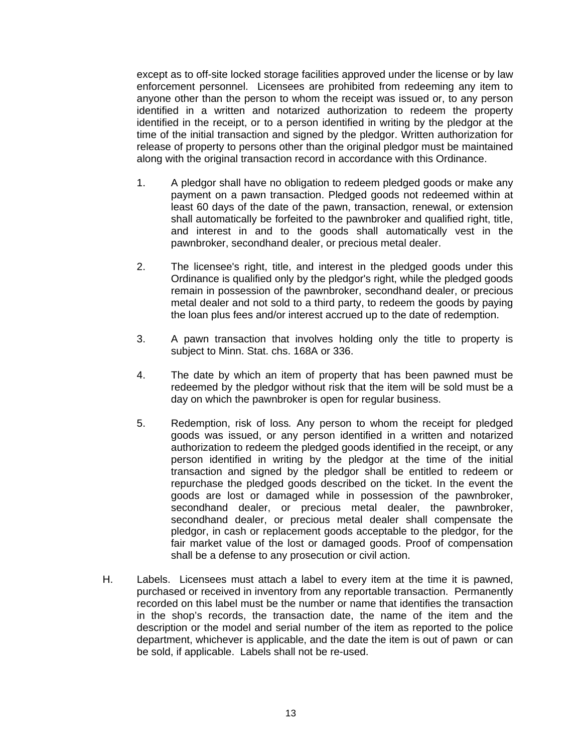except as to off-site locked storage facilities approved under the license or by law enforcement personnel. Licensees are prohibited from redeeming any item to anyone other than the person to whom the receipt was issued or, to any person identified in a written and notarized authorization to redeem the property identified in the receipt, or to a person identified in writing by the pledgor at the time of the initial transaction and signed by the pledgor. Written authorization for release of property to persons other than the original pledgor must be maintained along with the original transaction record in accordance with this Ordinance.

1. A pledgor shall have no obligation to redeem pledged goods or make any payment on a pawn transaction. Pledged goods not redeemed within at least 60 days of the date of the pawn, transaction, renewal, or extension shall automatically be forfeited to the pawnbroker and qualified right, title, and interest in and to the goods shall automatically vest in the pawnbroker, secondhand dealer, or precious metal dealer.

2. The licensee's right, title, and interest in the pledged goods under this Ordinance is qualified only by the pledgor's right, while the pledged goods remain in possession of the pawnbroker, secondhand dealer, or precious metal dealer and not sold to a third party, to redeem the goods by paying the loan plus fees and/or interest accrued up to the date of redemption.

3. A pawn transaction that involves holding only the title to property is subject to Minn. Stat. chs. 168A or 336.

4. The date by which an item of property that has been pawned must be redeemed by the pledgor without risk that the item will be sold must be a day on which the pawnbroker is open for regular business.

5. Redemption, risk of loss*.* Any person to whom the receipt for pledged goods was issued, or any person identified in a written and notarized authorization to redeem the pledged goods identified in the receipt, or any person identified in writing by the pledgor at the time of the initial transaction and signed by the pledgor shall be entitled to redeem or repurchase the pledged goods described on the ticket. In the event the goods are lost or damaged while in possession of the pawnbroker, secondhand dealer, or precious metal dealer, the pawnbroker, secondhand dealer, or precious metal dealer shall compensate the pledgor, in cash or replacement goods acceptable to the pledgor, for the fair market value of the lost or damaged goods. Proof of compensation shall be a defense to any prosecution or civil action.

H. Labels. Licensees must attach a label to every item at the time it is pawned, purchased or received in inventory from any reportable transaction. Permanently recorded on this label must be the number or name that identifies the transaction in the shop's records, the transaction date, the name of the item and the description or the model and serial number of the item as reported to the police department, whichever is applicable, and the date the item is out of pawn or can be sold, if applicable. Labels shall not be re-used.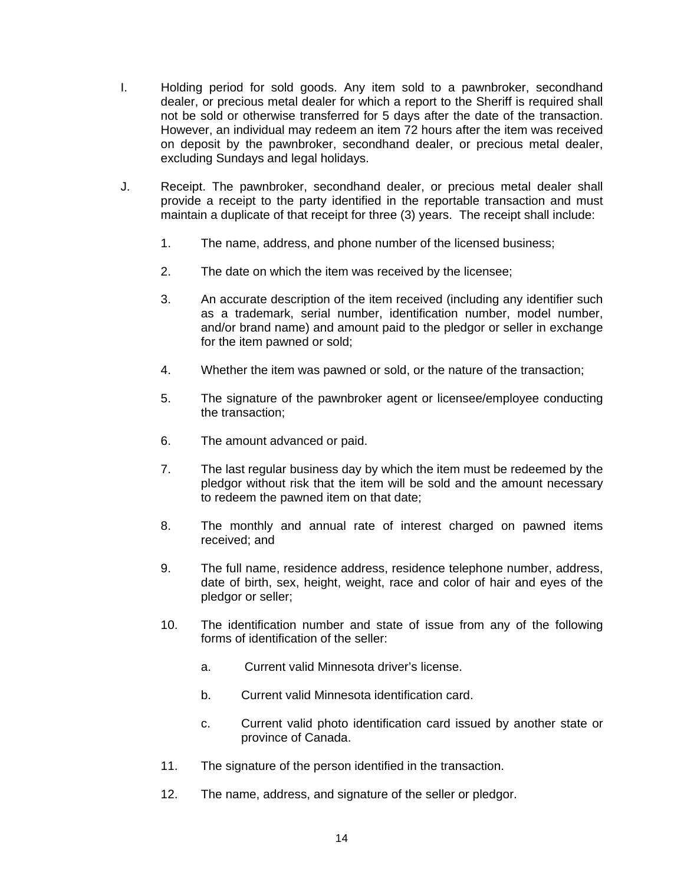I. Holding period for sold goods. Any item sold to a pawnbroker, secondhand dealer, or precious metal dealer for which a report to the Sheriff is required shall not be sold or otherwise transferred for 5 days after the date of the transaction. However, an individual may redeem an item 72 hours after the item was received on deposit by the pawnbroker, secondhand dealer, or precious metal dealer, excluding Sundays and legal holidays.

J. Receipt. The pawnbroker, secondhand dealer, or precious metal dealer shall provide a receipt to the party identified in the reportable transaction and must maintain a duplicate of that receipt for three (3) years. The receipt shall include:

   1. The name, address, and phone number of the licensed business;

   2. The date on which the item was received by the licensee;

   3. An accurate description of the item received (including any identifier such as a trademark, serial number, identification number, model number, and/or brand name) and amount paid to the pledgor or seller in exchange for the item pawned or sold;

   4. Whether the item was pawned or sold, or the nature of the transaction;

   5. The signature of the pawnbroker agent or licensee/employee conducting the transaction;

   6. The amount advanced or paid.

   7. The last regular business day by which the item must be redeemed by the pledgor without risk that the item will be sold and the amount necessary to redeem the pawned item on that date;

   8. The monthly and annual rate of interest charged on pawned items received; and

   9. The full name, residence address, residence telephone number, address, date of birth, sex, height, weight, race and color of hair and eyes of the pledgor or seller;

   10. The identification number and state of issue from any of the following forms of identification of the seller:

       a. Current valid Minnesota driver's license.

       b. Current valid Minnesota identification card.

       c. Current valid photo identification card issued by another state or province of Canada.

   11. The signature of the person identified in the transaction.

   12. The name, address, and signature of the seller or pledgor.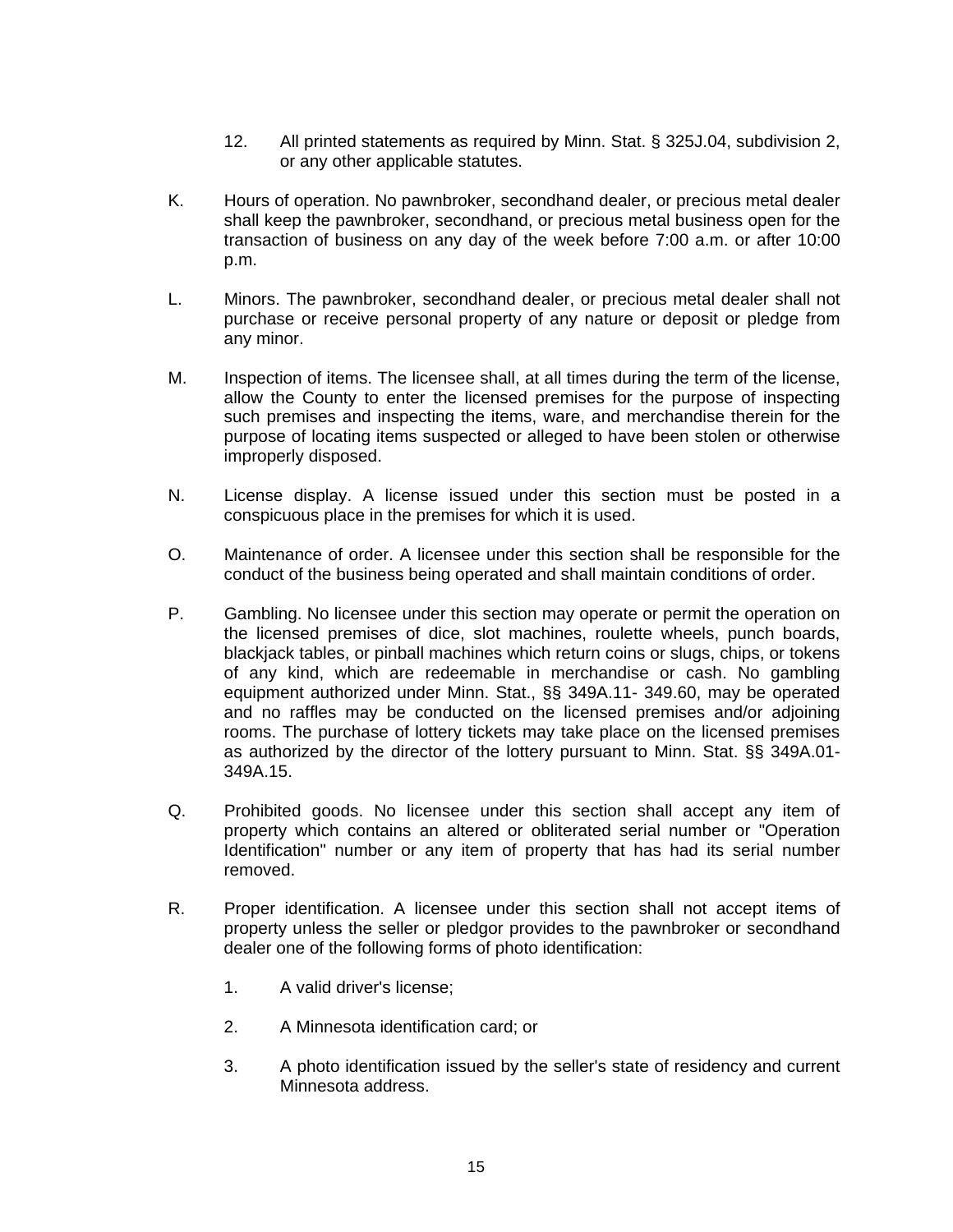12. All printed statements as required by Minn. Stat. § 325J.04, subdivision 2, or any other applicable statutes.

K. Hours of operation. No pawnbroker, secondhand dealer, or precious metal dealer shall keep the pawnbroker, secondhand, or precious metal business open for the transaction of business on any day of the week before 7:00 a.m. or after 10:00 p.m.

L. Minors. The pawnbroker, secondhand dealer, or precious metal dealer shall not purchase or receive personal property of any nature or deposit or pledge from any minor.

M. Inspection of items. The licensee shall, at all times during the term of the license, allow the County to enter the licensed premises for the purpose of inspecting such premises and inspecting the items, ware, and merchandise therein for the purpose of locating items suspected or alleged to have been stolen or otherwise improperly disposed.

N. License display. A license issued under this section must be posted in a conspicuous place in the premises for which it is used.

O. Maintenance of order. A licensee under this section shall be responsible for the conduct of the business being operated and shall maintain conditions of order.

P. Gambling. No licensee under this section may operate or permit the operation on the licensed premises of dice, slot machines, roulette wheels, punch boards, blackjack tables, or pinball machines which return coins or slugs, chips, or tokens of any kind, which are redeemable in merchandise or cash. No gambling equipment authorized under Minn. Stat., §§ 349A.11- 349.60, may be operated and no raffles may be conducted on the licensed premises and/or adjoining rooms. The purchase of lottery tickets may take place on the licensed premises as authorized by the director of the lottery pursuant to Minn. Stat. §§ 349A.01-349A.15.

Q. Prohibited goods. No licensee under this section shall accept any item of property which contains an altered or obliterated serial number or "Operation Identification" number or any item of property that has had its serial number removed.

R. Proper identification. A licensee under this section shall not accept items of property unless the seller or pledgor provides to the pawnbroker or secondhand dealer one of the following forms of photo identification:

1. A valid driver's license;

2. A Minnesota identification card; or

3. A photo identification issued by the seller's state of residency and current Minnesota address.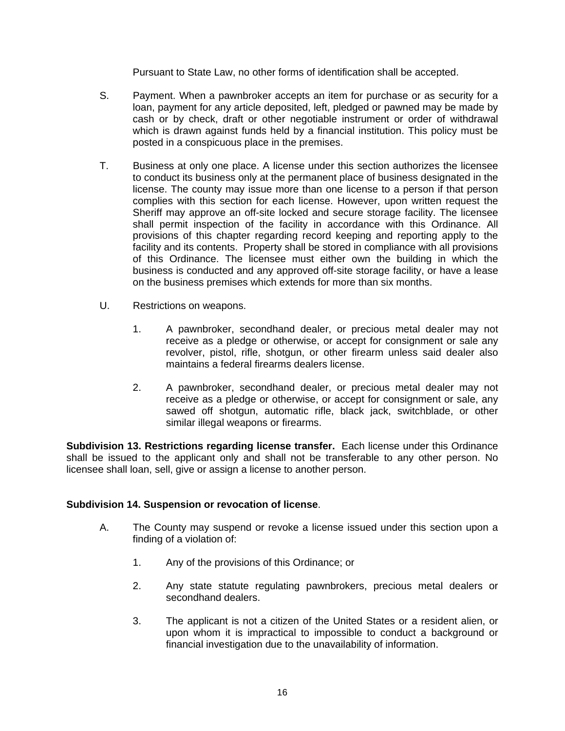Pursuant to State Law, no other forms of identification shall be accepted.

S. Payment. When a pawnbroker accepts an item for purchase or as security for a loan, payment for any article deposited, left, pledged or pawned may be made by cash or by check, draft or other negotiable instrument or order of withdrawal which is drawn against funds held by a financial institution. This policy must be posted in a conspicuous place in the premises.

T. Business at only one place. A license under this section authorizes the licensee to conduct its business only at the permanent place of business designated in the license. The county may issue more than one license to a person if that person complies with this section for each license. However, upon written request the Sheriff may approve an off-site locked and secure storage facility. The licensee shall permit inspection of the facility in accordance with this Ordinance. All provisions of this chapter regarding record keeping and reporting apply to the facility and its contents. Property shall be stored in compliance with all provisions of this Ordinance. The licensee must either own the building in which the business is conducted and any approved off-site storage facility, or have a lease on the business premises which extends for more than six months.

U. Restrictions on weapons.

1. A pawnbroker, secondhand dealer, or precious metal dealer may not receive as a pledge or otherwise, or accept for consignment or sale any revolver, pistol, rifle, shotgun, or other firearm unless said dealer also maintains a federal firearms dealers license.

2. A pawnbroker, secondhand dealer, or precious metal dealer may not receive as a pledge or otherwise, or accept for consignment or sale, any sawed off shotgun, automatic rifle, black jack, switchblade, or other similar illegal weapons or firearms.

**Subdivision 13. Restrictions regarding license transfer.** Each license under this Ordinance shall be issued to the applicant only and shall not be transferable to any other person. No licensee shall loan, sell, give or assign a license to another person.

**Subdivision 14. Suspension or revocation of license**.

A. The County may suspend or revoke a license issued under this section upon a finding of a violation of:

1. Any of the provisions of this Ordinance; or

2. Any state statute regulating pawnbrokers, precious metal dealers or secondhand dealers.

3. The applicant is not a citizen of the United States or a resident alien, or upon whom it is impractical to impossible to conduct a background or financial investigation due to the unavailability of information.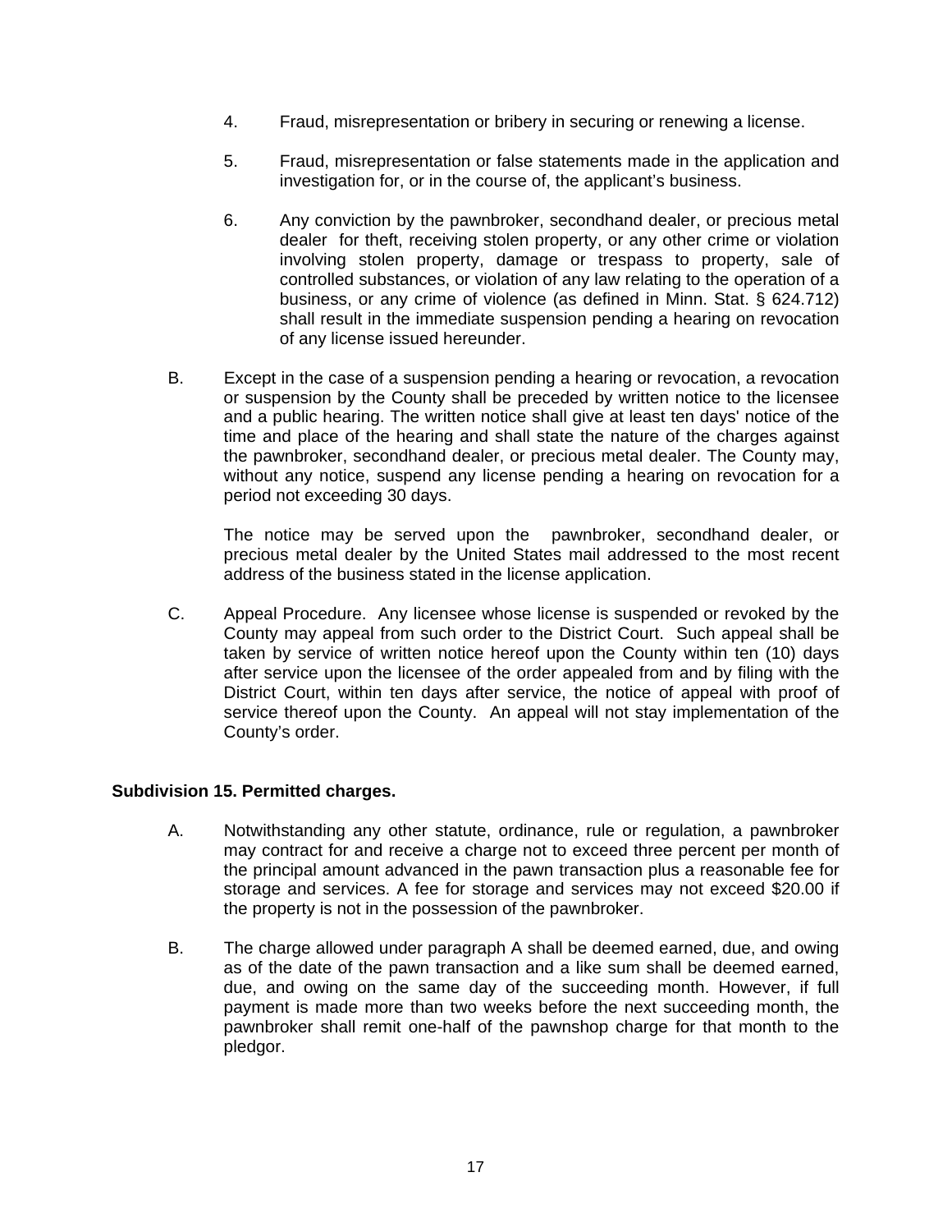4. Fraud, misrepresentation or bribery in securing or renewing a license.

5. Fraud, misrepresentation or false statements made in the application and investigation for, or in the course of, the applicant's business.

6. Any conviction by the pawnbroker, secondhand dealer, or precious metal dealer for theft, receiving stolen property, or any other crime or violation involving stolen property, damage or trespass to property, sale of controlled substances, or violation of any law relating to the operation of a business, or any crime of violence (as defined in Minn. Stat. § 624.712) shall result in the immediate suspension pending a hearing on revocation of any license issued hereunder.

B. Except in the case of a suspension pending a hearing or revocation, a revocation or suspension by the County shall be preceded by written notice to the licensee and a public hearing. The written notice shall give at least ten days' notice of the time and place of the hearing and shall state the nature of the charges against the pawnbroker, secondhand dealer, or precious metal dealer. The County may, without any notice, suspend any license pending a hearing on revocation for a period not exceeding 30 days.

   The notice may be served upon the pawnbroker, secondhand dealer, or precious metal dealer by the United States mail addressed to the most recent address of the business stated in the license application.

C. Appeal Procedure. Any licensee whose license is suspended or revoked by the County may appeal from such order to the District Court. Such appeal shall be taken by service of written notice hereof upon the County within ten (10) days after service upon the licensee of the order appealed from and by filing with the District Court, within ten days after service, the notice of appeal with proof of service thereof upon the County. An appeal will not stay implementation of the County's order.

**Subdivision 15. Permitted charges.**

A. Notwithstanding any other statute, ordinance, rule or regulation, a pawnbroker may contract for and receive a charge not to exceed three percent per month of the principal amount advanced in the pawn transaction plus a reasonable fee for storage and services. A fee for storage and services may not exceed $20.00 if the property is not in the possession of the pawnbroker.

B. The charge allowed under paragraph A shall be deemed earned, due, and owing as of the date of the pawn transaction and a like sum shall be deemed earned, due, and owing on the same day of the succeeding month. However, if full payment is made more than two weeks before the next succeeding month, the pawnbroker shall remit one-half of the pawnshop charge for that month to the pledgor.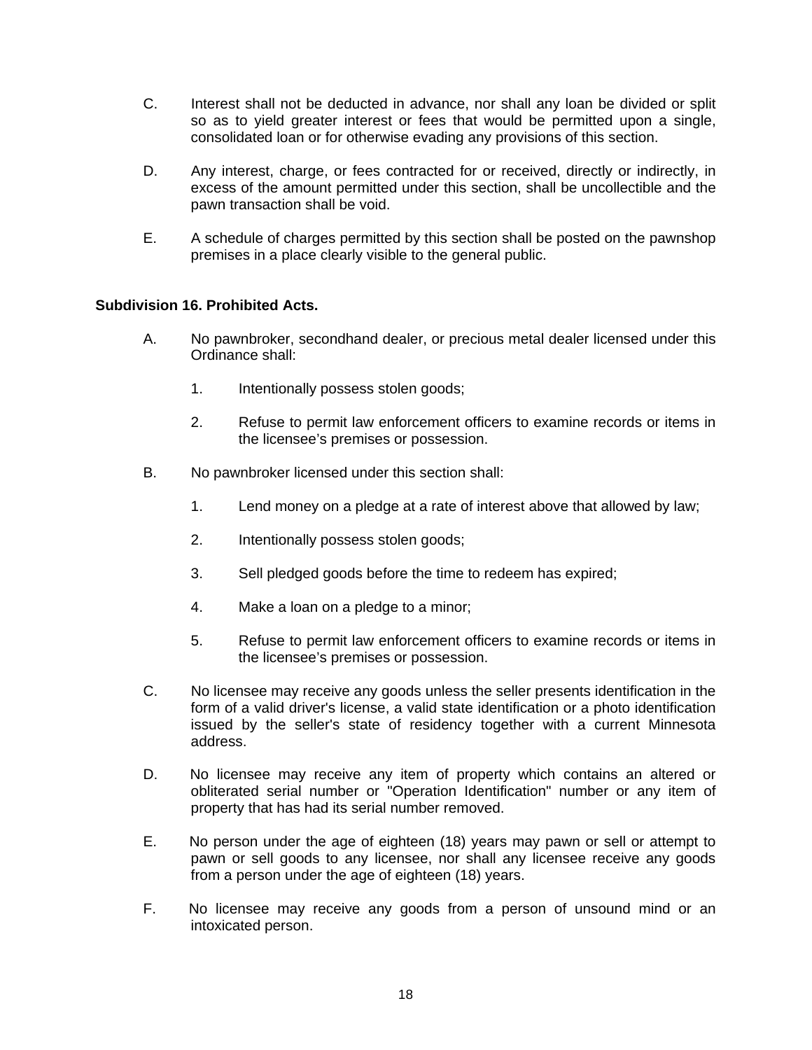C. Interest shall not be deducted in advance, nor shall any loan be divided or split so as to yield greater interest or fees that would be permitted upon a single, consolidated loan or for otherwise evading any provisions of this section.

D. Any interest, charge, or fees contracted for or received, directly or indirectly, in excess of the amount permitted under this section, shall be uncollectible and the pawn transaction shall be void.

E. A schedule of charges permitted by this section shall be posted on the pawnshop premises in a place clearly visible to the general public.

**Subdivision 16. Prohibited Acts.**

A. No pawnbroker, secondhand dealer, or precious metal dealer licensed under this Ordinance shall:

1. Intentionally possess stolen goods;

2. Refuse to permit law enforcement officers to examine records or items in the licensee's premises or possession.

B. No pawnbroker licensed under this section shall:

1. Lend money on a pledge at a rate of interest above that allowed by law;

2. Intentionally possess stolen goods;

3. Sell pledged goods before the time to redeem has expired;

4. Make a loan on a pledge to a minor;

5. Refuse to permit law enforcement officers to examine records or items in the licensee's premises or possession.

C. No licensee may receive any goods unless the seller presents identification in the form of a valid driver's license, a valid state identification or a photo identification issued by the seller's state of residency together with a current Minnesota address.

D. No licensee may receive any item of property which contains an altered or obliterated serial number or "Operation Identification" number or any item of property that has had its serial number removed.

E. No person under the age of eighteen (18) years may pawn or sell or attempt to pawn or sell goods to any licensee, nor shall any licensee receive any goods from a person under the age of eighteen (18) years.

F. No licensee may receive any goods from a person of unsound mind or an intoxicated person.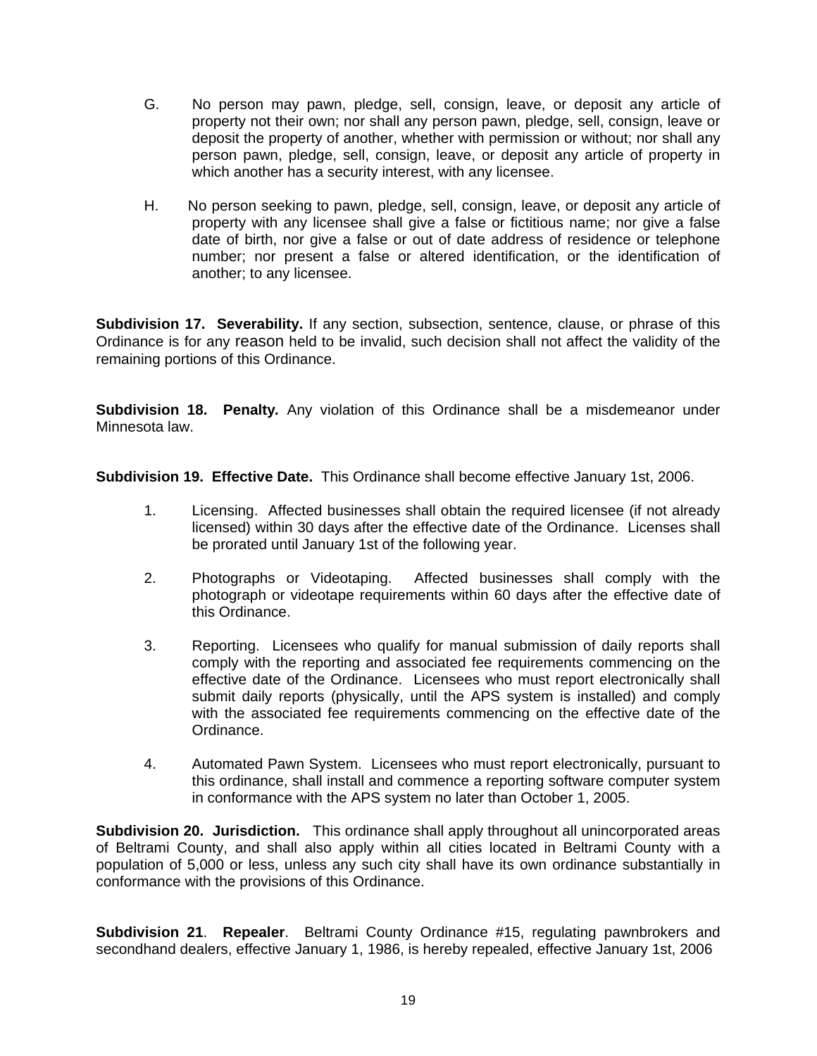G. No person may pawn, pledge, sell, consign, leave, or deposit any article of property not their own; nor shall any person pawn, pledge, sell, consign, leave or deposit the property of another, whether with permission or without; nor shall any person pawn, pledge, sell, consign, leave, or deposit any article of property in which another has a security interest, with any licensee.

H. No person seeking to pawn, pledge, sell, consign, leave, or deposit any article of property with any licensee shall give a false or fictitious name; nor give a false date of birth, nor give a false or out of date address of residence or telephone number; nor present a false or altered identification, or the identification of another; to any licensee.

**Subdivision 17. Severability.** If any section, subsection, sentence, clause, or phrase of this Ordinance is for any reason held to be invalid, such decision shall not affect the validity of the remaining portions of this Ordinance.

**Subdivision 18. Penalty.** Any violation of this Ordinance shall be a misdemeanor under Minnesota law.

**Subdivision 19. Effective Date.** This Ordinance shall become effective January 1st, 2006.

1. Licensing. Affected businesses shall obtain the required licensee (if not already licensed) within 30 days after the effective date of the Ordinance. Licenses shall be prorated until January 1st of the following year.

2. Photographs or Videotaping. Affected businesses shall comply with the photograph or videotape requirements within 60 days after the effective date of this Ordinance.

3. Reporting. Licensees who qualify for manual submission of daily reports shall comply with the reporting and associated fee requirements commencing on the effective date of the Ordinance. Licensees who must report electronically shall submit daily reports (physically, until the APS system is installed) and comply with the associated fee requirements commencing on the effective date of the Ordinance.

4. Automated Pawn System. Licensees who must report electronically, pursuant to this ordinance, shall install and commence a reporting software computer system in conformance with the APS system no later than October 1, 2005.

**Subdivision 20. Jurisdiction.** This ordinance shall apply throughout all unincorporated areas of Beltrami County, and shall also apply within all cities located in Beltrami County with a population of 5,000 or less, unless any such city shall have its own ordinance substantially in conformance with the provisions of this Ordinance.

**Subdivision 21**. **Repealer**. Beltrami County Ordinance #15, regulating pawnbrokers and secondhand dealers, effective January 1, 1986, is hereby repealed, effective January 1st, 2006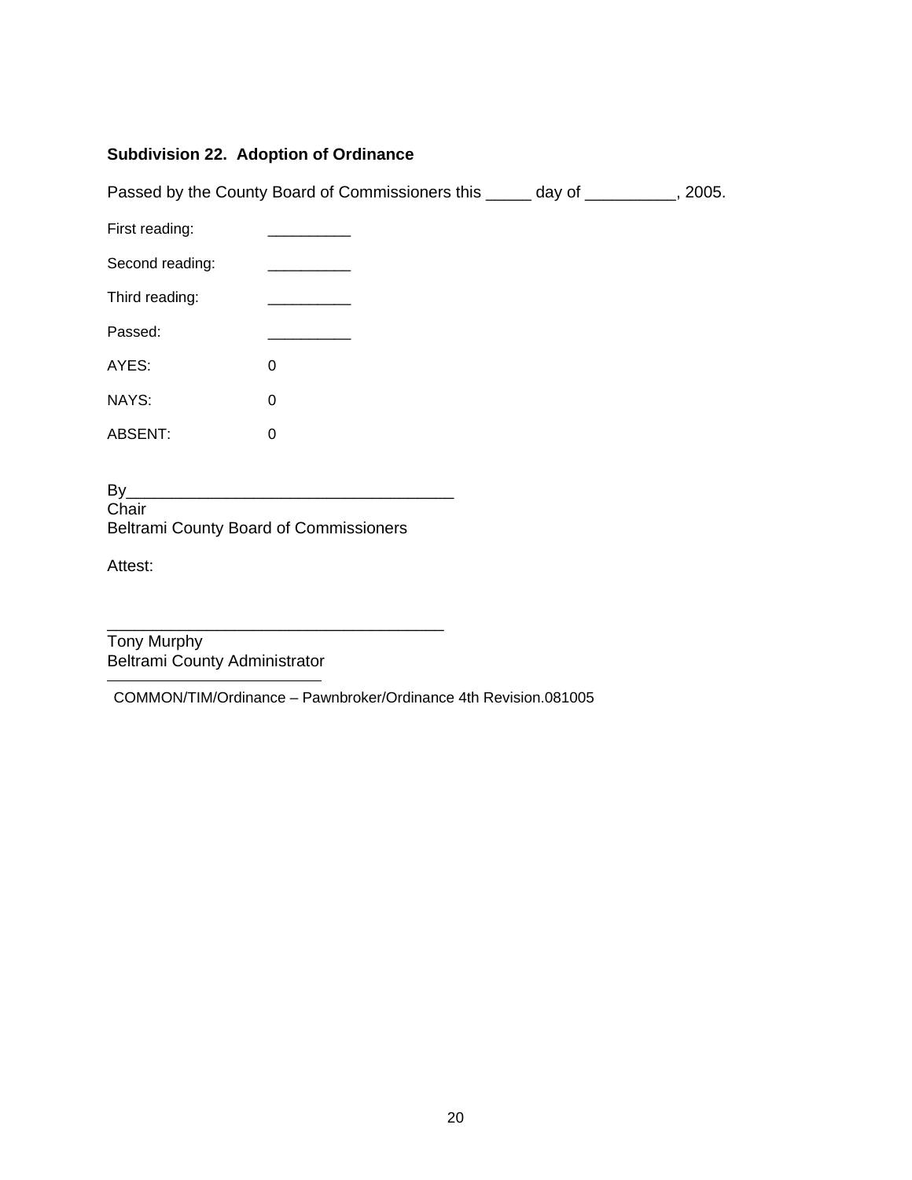**Subdivision 22.  Adoption of Ordinance**

Passed by the County Board of Commissioners this _____ day of __________, 2005.

| | |
|---|---|
| First reading: | __________ |
| Second reading: | __________ |
| Third reading: | __________ |
| Passed: | __________ |
| AYES: | 0 |
| NAYS: | 0 |
| ABSENT: | 0 |

By____________________________________
Chair
Beltrami County Board of Commissioners

Attest:

_____________________________________
Tony Murphy
Beltrami County Administrator

COMMON/TIM/Ordinance – Pawnbroker/Ordinance 4th Revision.081005